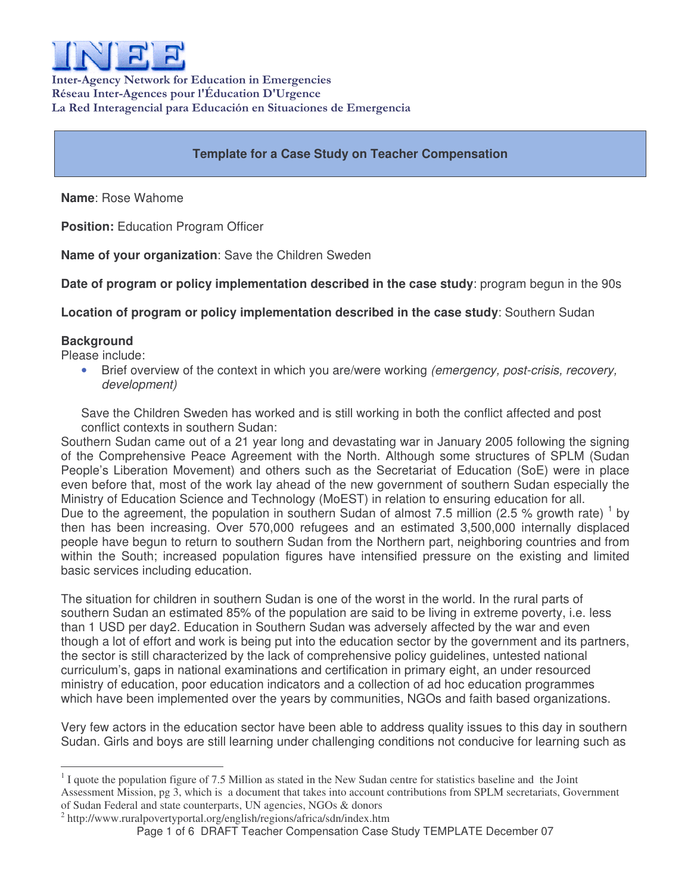# INEE

**Inter-Agency Network for Education in Emergencies**
**Réseau Inter-Agences pour l'Éducation D'Urgence**
**La Red Interagencial para Educación en Situaciones de Emergencia**

## Template for a Case Study on Teacher Compensation

**Name**: Rose Wahome

**Position:** Education Program Officer

**Name of your organization**: Save the Children Sweden

**Date of program or policy implementation described in the case study**: program begun in the 90s

**Location of program or policy implementation described in the case study**: Southern Sudan

**Background**

Please include:

- Brief overview of the context in which you are/were working *(emergency, post-crisis, recovery, development)*

Save the Children Sweden has worked and is still working in both the conflict affected and post conflict contexts in southern Sudan:

Southern Sudan came out of a 21 year long and devastating war in January 2005 following the signing of the Comprehensive Peace Agreement with the North. Although some structures of SPLM (Sudan People's Liberation Movement) and others such as the Secretariat of Education (SoE) were in place even before that, most of the work lay ahead of the new government of southern Sudan especially the Ministry of Education Science and Technology (MoEST) in relation to ensuring education for all.

Due to the agreement, the population in southern Sudan of almost 7.5 million (2.5 % growth rate) [1] by then has been increasing. Over 570,000 refugees and an estimated 3,500,000 internally displaced people have begun to return to southern Sudan from the Northern part, neighboring countries and from within the South; increased population figures have intensified pressure on the existing and limited basic services including education.

The situation for children in southern Sudan is one of the worst in the world. In the rural parts of southern Sudan an estimated 85% of the population are said to be living in extreme poverty, i.e. less than 1 USD per day2. Education in Southern Sudan was adversely affected by the war and even though a lot of effort and work is being put into the education sector by the government and its partners, the sector is still characterized by the lack of comprehensive policy guidelines, untested national curriculum's, gaps in national examinations and certification in primary eight, an under resourced ministry of education, poor education indicators and a collection of ad hoc education programmes which have been implemented over the years by communities, NGOs and faith based organizations.

Very few actors in the education sector have been able to address quality issues to this day in southern Sudan. Girls and boys are still learning under challenging conditions not conducive for learning such as

---

[1] I quote the population figure of 7.5 Million as stated in the New Sudan centre for statistics baseline and the Joint Assessment Mission, pg 3, which is a document that takes into account contributions from SPLM secretariats, Government of Sudan Federal and state counterparts, UN agencies, NGOs & donors

[2] http://www.ruralpovertyportal.org/english/regions/africa/sdn/index.htm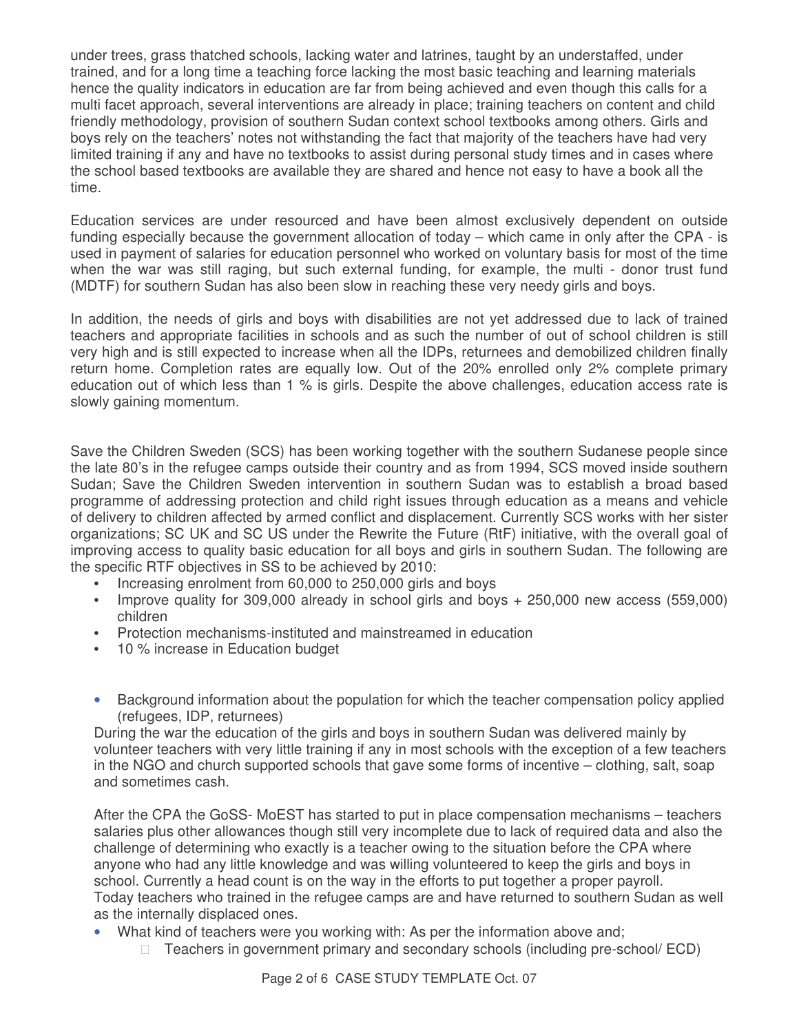under trees, grass thatched schools, lacking water and latrines, taught by an understaffed, under trained, and for a long time a teaching force lacking the most basic teaching and learning materials hence the quality indicators in education are far from being achieved and even though this calls for a multi facet approach, several interventions are already in place; training teachers on content and child friendly methodology, provision of southern Sudan context school textbooks among others. Girls and boys rely on the teachers' notes not withstanding the fact that majority of the teachers have had very limited training if any and have no textbooks to assist during personal study times and in cases where the school based textbooks are available they are shared and hence not easy to have a book all the time.

Education services are under resourced and have been almost exclusively dependent on outside funding especially because the government allocation of today – which came in only after the CPA - is used in payment of salaries for education personnel who worked on voluntary basis for most of the time when the war was still raging, but such external funding, for example, the multi - donor trust fund (MDTF) for southern Sudan has also been slow in reaching these very needy girls and boys.

In addition, the needs of girls and boys with disabilities are not yet addressed due to lack of trained teachers and appropriate facilities in schools and as such the number of out of school children is still very high and is still expected to increase when all the IDPs, returnees and demobilized children finally return home. Completion rates are equally low. Out of the 20% enrolled only 2% complete primary education out of which less than 1 % is girls. Despite the above challenges, education access rate is slowly gaining momentum.

Save the Children Sweden (SCS) has been working together with the southern Sudanese people since the late 80's in the refugee camps outside their country and as from 1994, SCS moved inside southern Sudan; Save the Children Sweden intervention in southern Sudan was to establish a broad based programme of addressing protection and child right issues through education as a means and vehicle of delivery to children affected by armed conflict and displacement. Currently SCS works with her sister organizations; SC UK and SC US under the Rewrite the Future (RtF) initiative, with the overall goal of improving access to quality basic education for all boys and girls in southern Sudan. The following are the specific RTF objectives in SS to be achieved by 2010:

- Increasing enrolment from 60,000 to 250,000 girls and boys
- Improve quality for 309,000 already in school girls and boys + 250,000 new access (559,000) children
- Protection mechanisms-instituted and mainstreamed in education
- 10 % increase in Education budget

- Background information about the population for which the teacher compensation policy applied (refugees, IDP, returnees)

  During the war the education of the girls and boys in southern Sudan was delivered mainly by volunteer teachers with very little training if any in most schools with the exception of a few teachers in the NGO and church supported schools that gave some forms of incentive – clothing, salt, soap and sometimes cash.

  After the CPA the GoSS- MoEST has started to put in place compensation mechanisms – teachers salaries plus other allowances though still very incomplete due to lack of required data and also the challenge of determining who exactly is a teacher owing to the situation before the CPA where anyone who had any little knowledge and was willing volunteered to keep the girls and boys in school. Currently a head count is on the way in the efforts to put together a proper payroll.
  Today teachers who trained in the refugee camps are and have returned to southern Sudan as well as the internally displaced ones.

- What kind of teachers were you working with: As per the information above and;
  - Teachers in government primary and secondary schools (including pre-school/ ECD)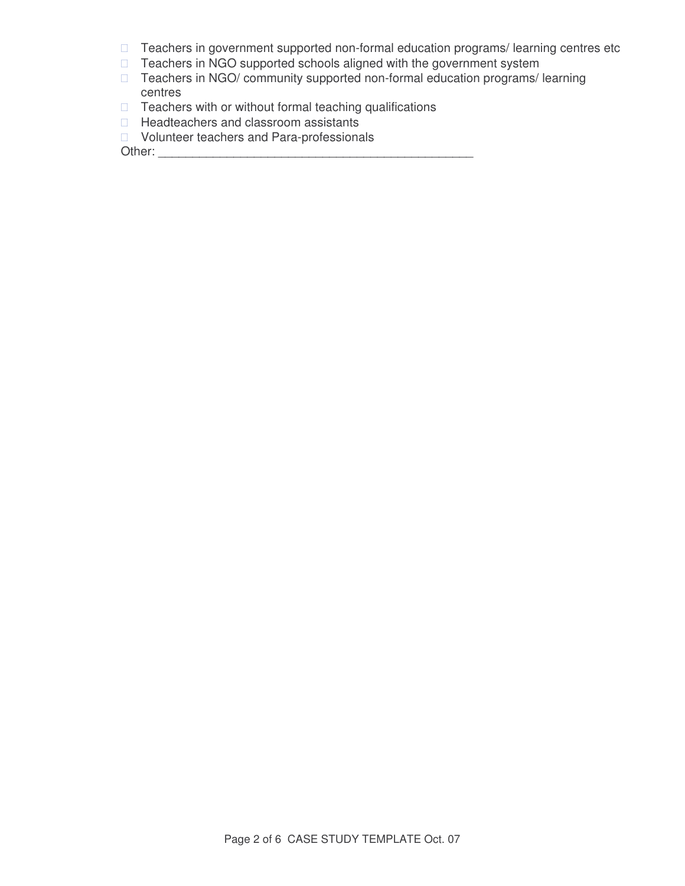- ☐ Teachers in government supported non-formal education programs/ learning centres etc
- ☐ Teachers in NGO supported schools aligned with the government system
- ☐ Teachers in NGO/ community supported non-formal education programs/ learning centres
- ☐ Teachers with or without formal teaching qualifications
- ☐ Headteachers and classroom assistants
- ☐ Volunteer teachers and Para-professionals

Other: _____________________________________________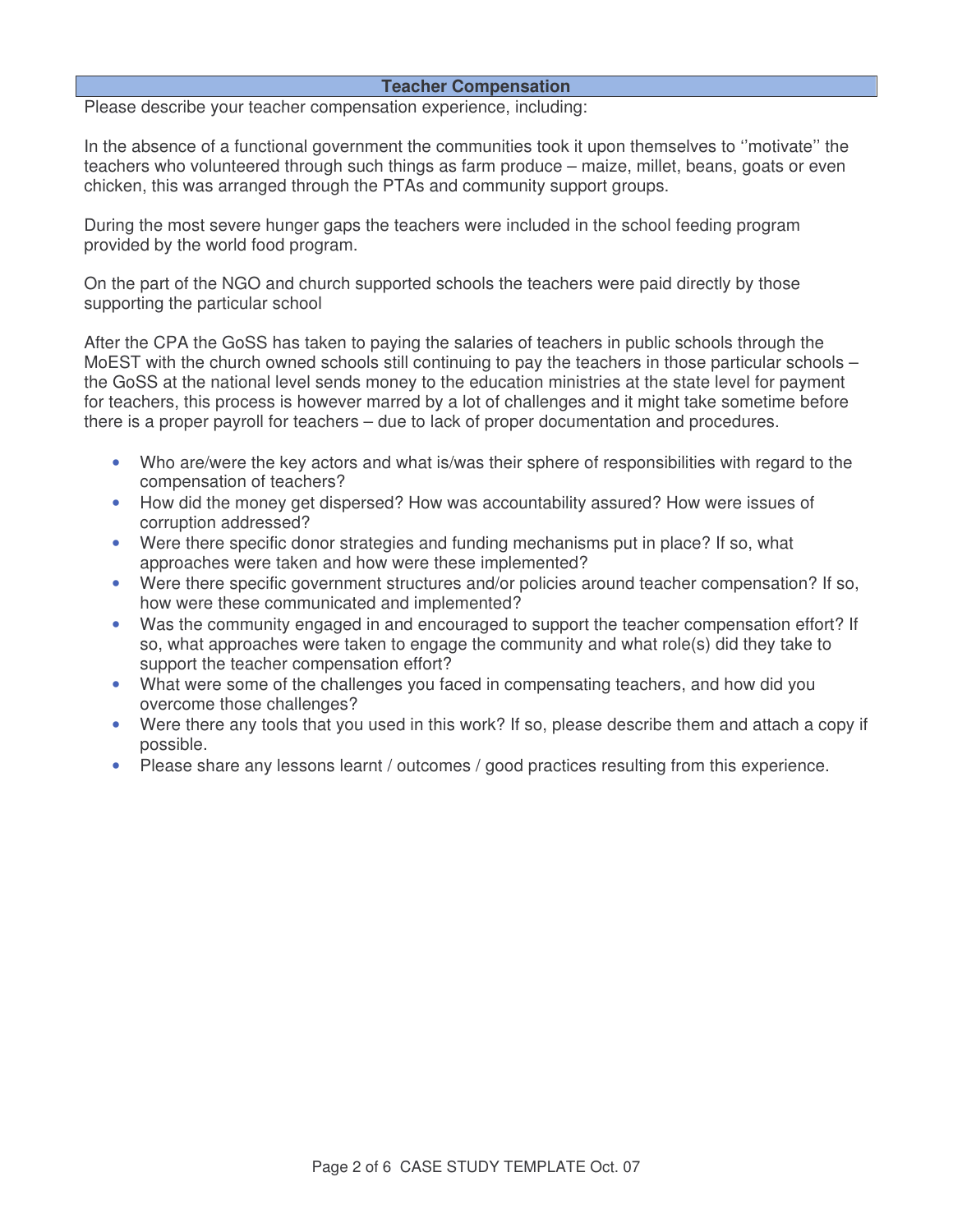## Teacher Compensation

Please describe your teacher compensation experience, including:

In the absence of a functional government the communities took it upon themselves to ''motivate'' the teachers who volunteered through such things as farm produce – maize, millet, beans, goats or even chicken, this was arranged through the PTAs and community support groups.

During the most severe hunger gaps the teachers were included in the school feeding program provided by the world food program.

On the part of the NGO and church supported schools the teachers were paid directly by those supporting the particular school

After the CPA the GoSS has taken to paying the salaries of teachers in public schools through the MoEST with the church owned schools still continuing to pay the teachers in those particular schools – the GoSS at the national level sends money to the education ministries at the state level for payment for teachers, this process is however marred by a lot of challenges and it might take sometime before there is a proper payroll for teachers – due to lack of proper documentation and procedures.

- Who are/were the key actors and what is/was their sphere of responsibilities with regard to the compensation of teachers?
- How did the money get dispersed? How was accountability assured? How were issues of corruption addressed?
- Were there specific donor strategies and funding mechanisms put in place? If so, what approaches were taken and how were these implemented?
- Were there specific government structures and/or policies around teacher compensation? If so, how were these communicated and implemented?
- Was the community engaged in and encouraged to support the teacher compensation effort? If so, what approaches were taken to engage the community and what role(s) did they take to support the teacher compensation effort?
- What were some of the challenges you faced in compensating teachers, and how did you overcome those challenges?
- Were there any tools that you used in this work? If so, please describe them and attach a copy if possible.
- Please share any lessons learnt / outcomes / good practices resulting from this experience.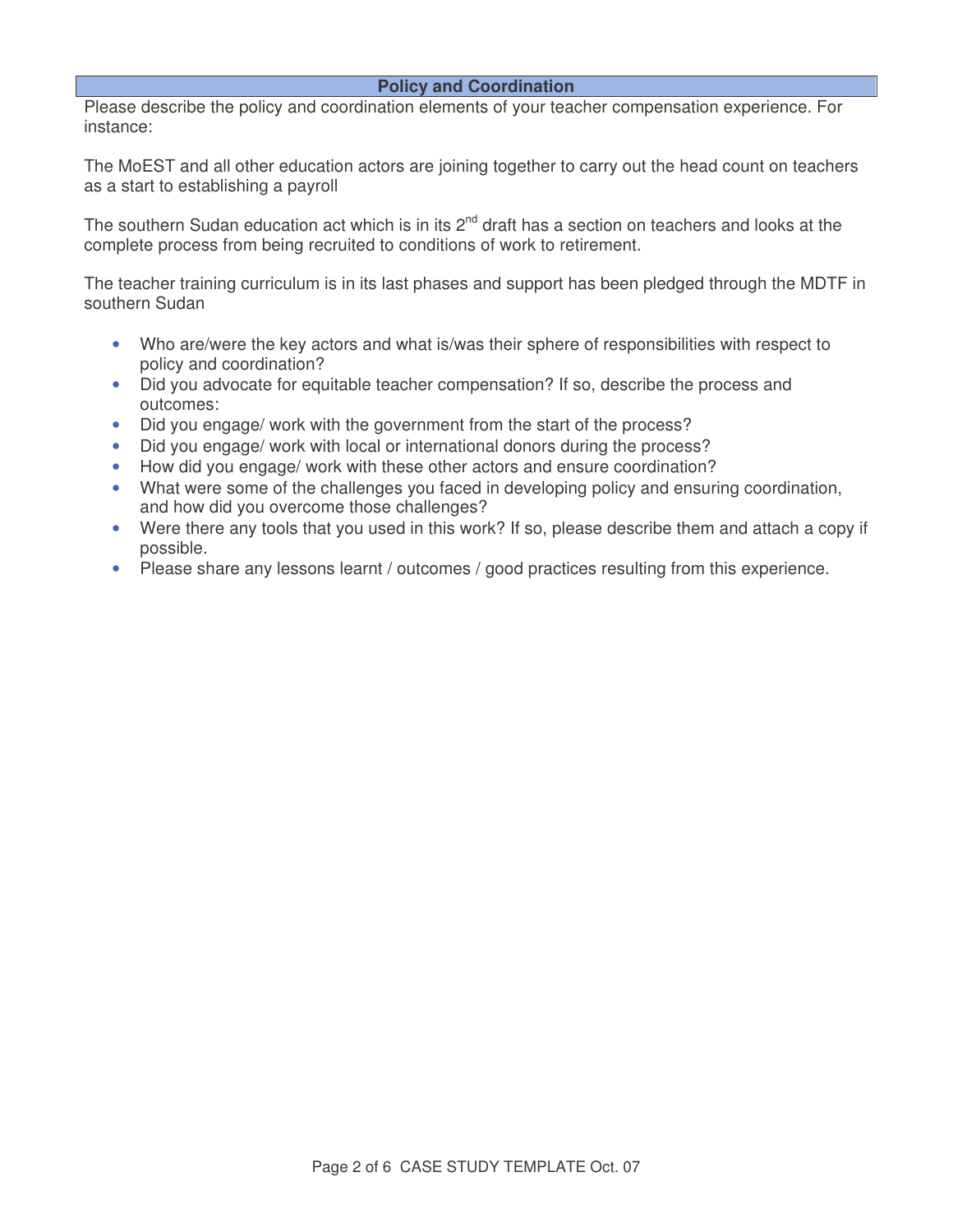## Policy and Coordination

Please describe the policy and coordination elements of your teacher compensation experience. For instance:

The MoEST and all other education actors are joining together to carry out the head count on teachers as a start to establishing a payroll

The southern Sudan education act which is in its 2nd draft has a section on teachers and looks at the complete process from being recruited to conditions of work to retirement.

The teacher training curriculum is in its last phases and support has been pledged through the MDTF in southern Sudan

- Who are/were the key actors and what is/was their sphere of responsibilities with respect to policy and coordination?
- Did you advocate for equitable teacher compensation? If so, describe the process and outcomes:
- Did you engage/ work with the government from the start of the process?
- Did you engage/ work with local or international donors during the process?
- How did you engage/ work with these other actors and ensure coordination?
- What were some of the challenges you faced in developing policy and ensuring coordination, and how did you overcome those challenges?
- Were there any tools that you used in this work? If so, please describe them and attach a copy if possible.
- Please share any lessons learnt / outcomes / good practices resulting from this experience.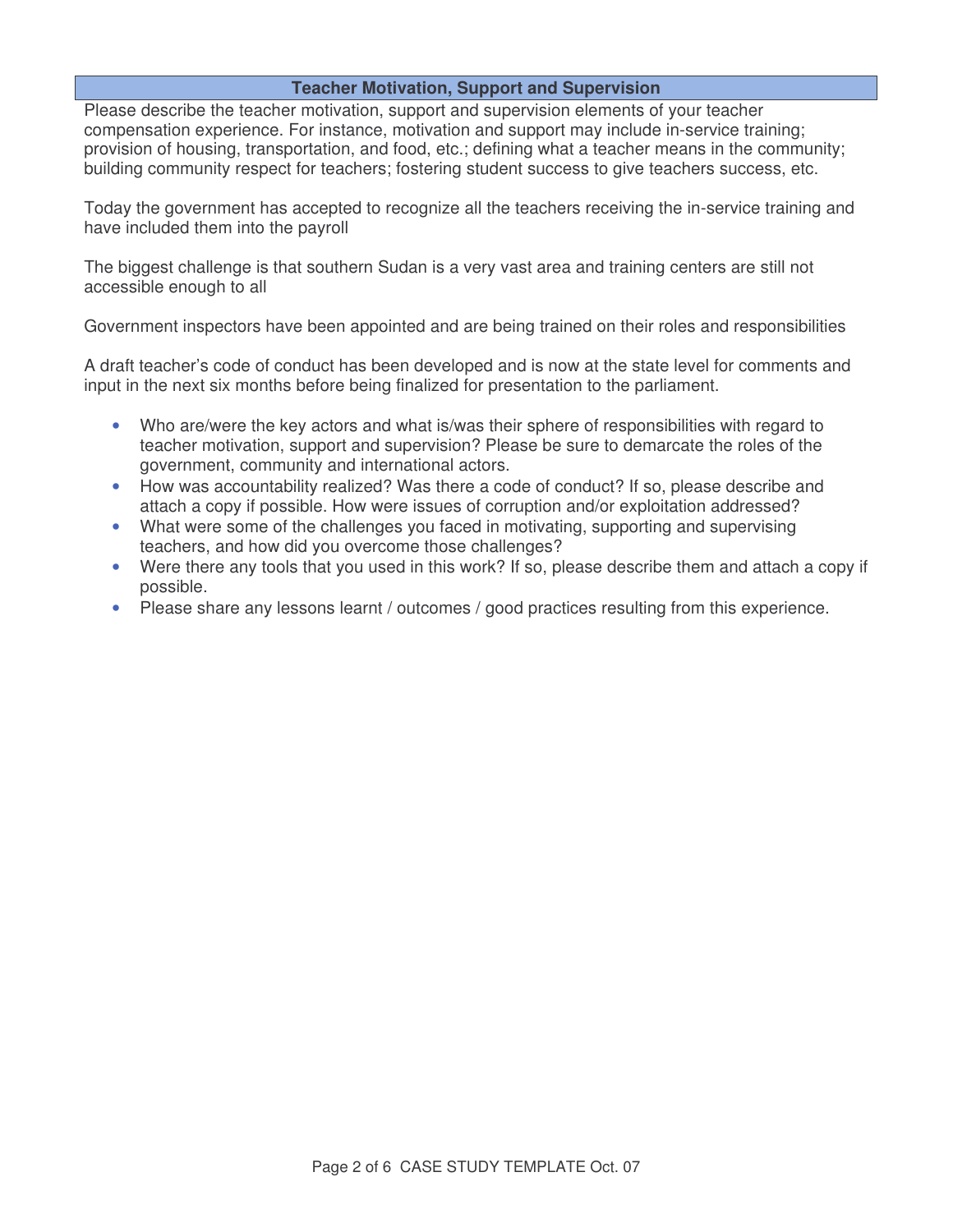## Teacher Motivation, Support and Supervision

Please describe the teacher motivation, support and supervision elements of your teacher compensation experience. For instance, motivation and support may include in-service training; provision of housing, transportation, and food, etc.; defining what a teacher means in the community; building community respect for teachers; fostering student success to give teachers success, etc.

Today the government has accepted to recognize all the teachers receiving the in-service training and have included them into the payroll

The biggest challenge is that southern Sudan is a very vast area and training centers are still not accessible enough to all

Government inspectors have been appointed and are being trained on their roles and responsibilities

A draft teacher's code of conduct has been developed and is now at the state level for comments and input in the next six months before being finalized for presentation to the parliament.

- Who are/were the key actors and what is/was their sphere of responsibilities with regard to teacher motivation, support and supervision? Please be sure to demarcate the roles of the government, community and international actors.
- How was accountability realized? Was there a code of conduct? If so, please describe and attach a copy if possible. How were issues of corruption and/or exploitation addressed?
- What were some of the challenges you faced in motivating, supporting and supervising teachers, and how did you overcome those challenges?
- Were there any tools that you used in this work? If so, please describe them and attach a copy if possible.
- Please share any lessons learnt / outcomes / good practices resulting from this experience.